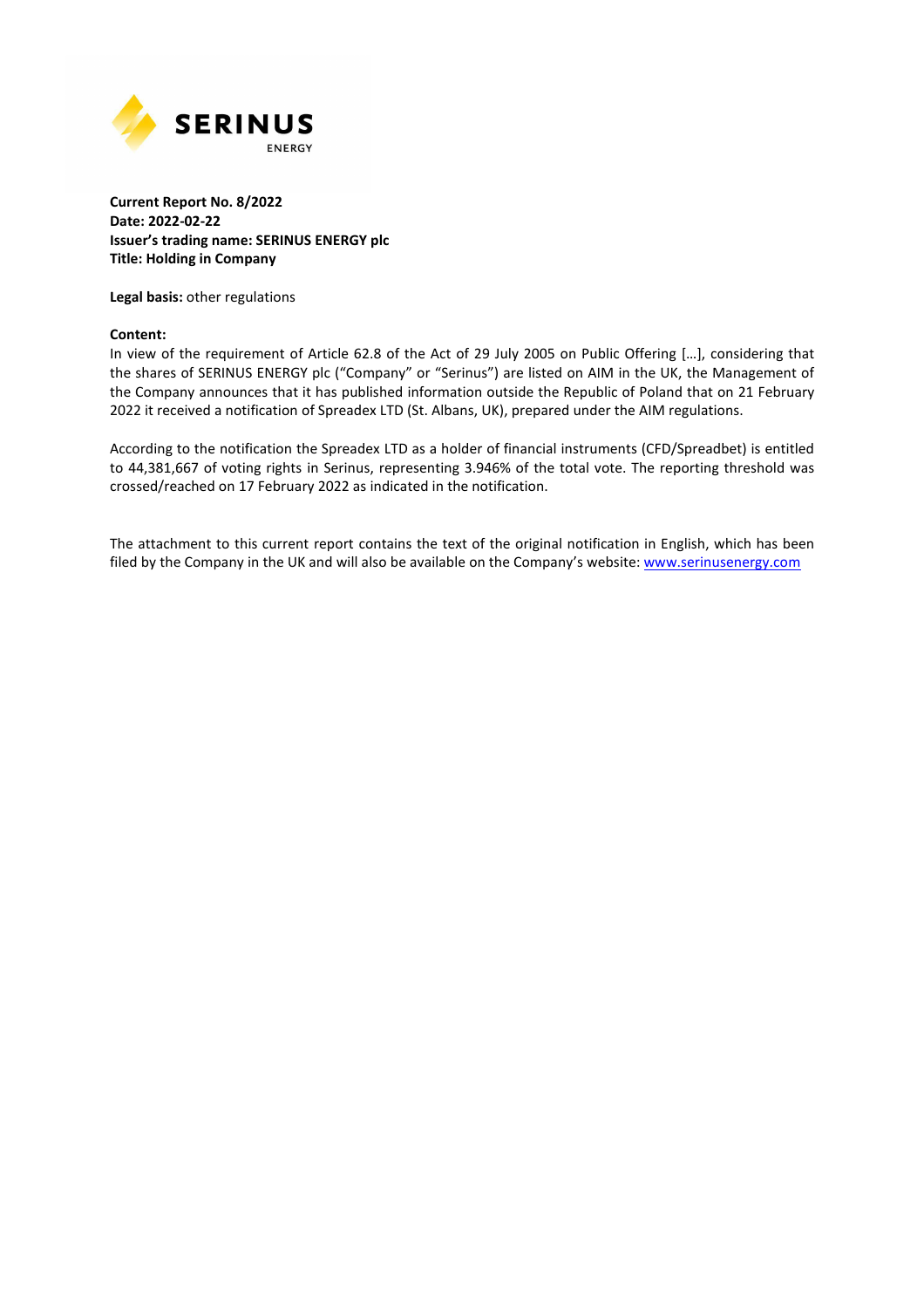SERINUS ENERGY

**Current Report No. 8/2022**
**Date: 2022-02-22**
**Issuer's trading name: SERINUS ENERGY plc**
**Title: Holding in Company**

**Legal basis:** other regulations

**Content:**
In view of the requirement of Article 62.8 of the Act of 29 July 2005 on Public Offering […], considering that the shares of SERINUS ENERGY plc ("Company" or "Serinus") are listed on AIM in the UK, the Management of the Company announces that it has published information outside the Republic of Poland that on 21 February 2022 it received a notification of Spreadex LTD (St. Albans, UK), prepared under the AIM regulations.

According to the notification the Spreadex LTD as a holder of financial instruments (CFD/Spreadbet) is entitled to 44,381,667 of voting rights in Serinus, representing 3.946% of the total vote. The reporting threshold was crossed/reached on 17 February 2022 as indicated in the notification.

The attachment to this current report contains the text of the original notification in English, which has been filed by the Company in the UK and will also be available on the Company's website: [www.serinusenergy.com](http://www.serinusenergy.com)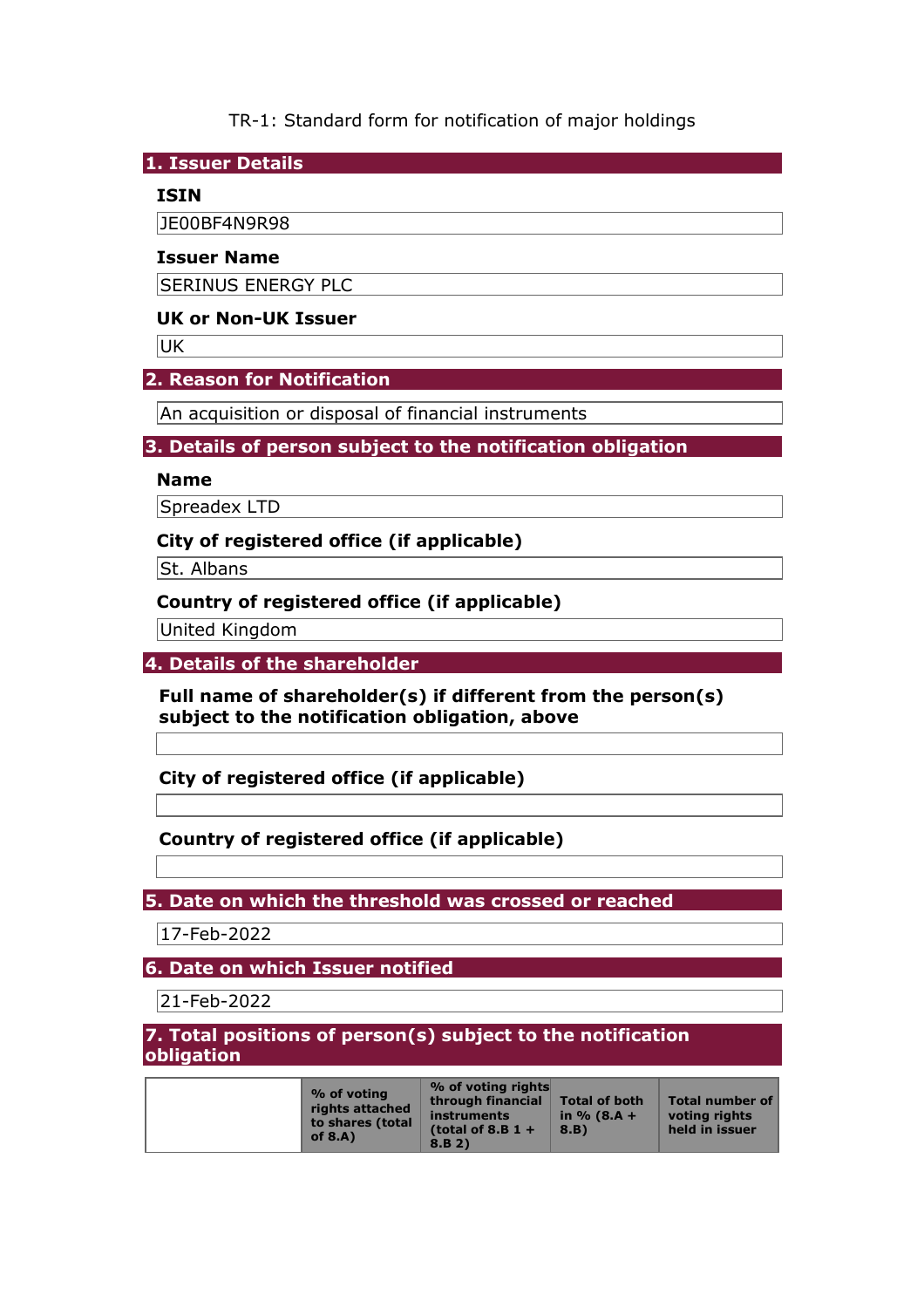TR-1: Standard form for notification of major holdings

## 1. Issuer Details

### ISIN

JE00BF4N9R98

### Issuer Name

SERINUS ENERGY PLC

### UK or Non-UK Issuer

UK

## 2. Reason for Notification

An acquisition or disposal of financial instruments

## 3. Details of person subject to the notification obligation

### Name

Spreadex LTD

### City of registered office (if applicable)

St. Albans

### Country of registered office (if applicable)

United Kingdom

## 4. Details of the shareholder

### Full name of shareholder(s) if different from the person(s) subject to the notification obligation, above

### City of registered office (if applicable)

### Country of registered office (if applicable)

## 5. Date on which the threshold was crossed or reached

17-Feb-2022

## 6. Date on which Issuer notified

21-Feb-2022

## 7. Total positions of person(s) subject to the notification obligation

| | % of voting rights attached to shares (total of 8.A) | % of voting rights through financial instruments (total of 8.B 1 + 8.B 2) | Total of both in % (8.A + 8.B) | Total number of voting rights held in issuer |
|---|---|---|---|---|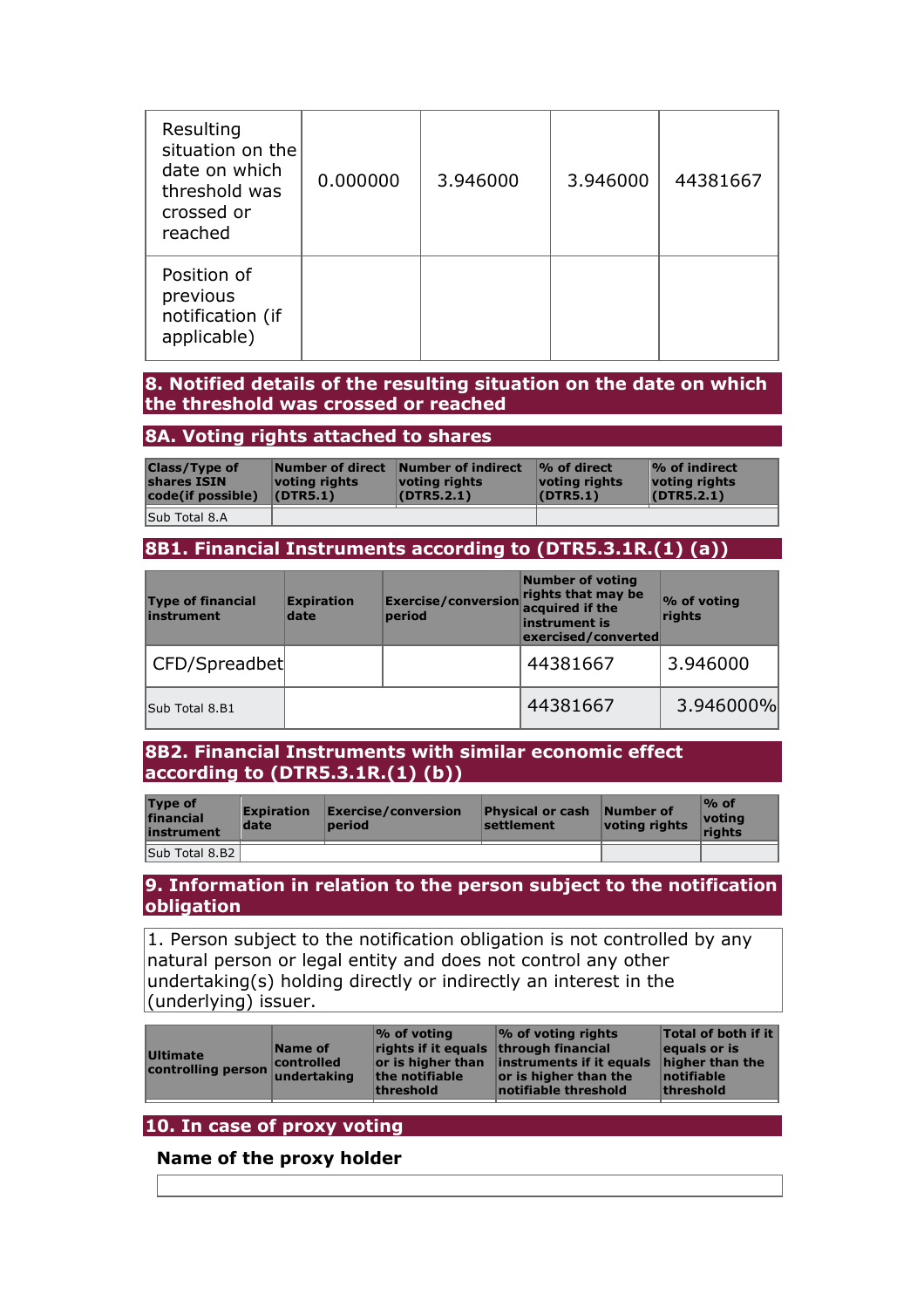| | | | | |
|---|---|---|---|---|
| Resulting situation on the date on which threshold was crossed or reached | 0.000000 | 3.946000 | 3.946000 | 44381667 |
| Position of previous notification (if applicable) | | | | |

## 8. Notified details of the resulting situation on the date on which the threshold was crossed or reached

### 8A. Voting rights attached to shares

| Class/Type of shares ISIN code(if possible) | Number of direct voting rights (DTR5.1) | Number of indirect voting rights (DTR5.2.1) | % of direct voting rights (DTR5.1) | % of indirect voting rights (DTR5.2.1) |
|---|---|---|---|---|
| Sub Total 8.A | | | | |

### 8B1. Financial Instruments according to (DTR5.3.1R.(1) (a))

| Type of financial instrument | Expiration date | Exercise/conversion period | Number of voting rights that may be acquired if the instrument is exercised/converted | % of voting rights |
|---|---|---|---|---|
| CFD/Spreadbet | | | 44381667 | 3.946000 |
| Sub Total 8.B1 | | | 44381667 | 3.946000% |

### 8B2. Financial Instruments with similar economic effect according to (DTR5.3.1R.(1) (b))

| Type of financial instrument | Expiration date | Exercise/conversion period | Physical or cash settlement | Number of voting rights | % of voting rights |
|---|---|---|---|---|---|
| Sub Total 8.B2 | | | | | |

## 9. Information in relation to the person subject to the notification obligation

1. Person subject to the notification obligation is not controlled by any natural person or legal entity and does not control any other undertaking(s) holding directly or indirectly an interest in the (underlying) issuer.

| Ultimate controlling person | Name of controlled undertaking | % of voting rights if it equals or is higher than the notifiable threshold | % of voting rights through financial instruments if it equals or is higher than the notifiable threshold | Total of both if it equals or is higher than the notifiable threshold |
|---|---|---|---|---|

## 10. In case of proxy voting

**Name of the proxy holder**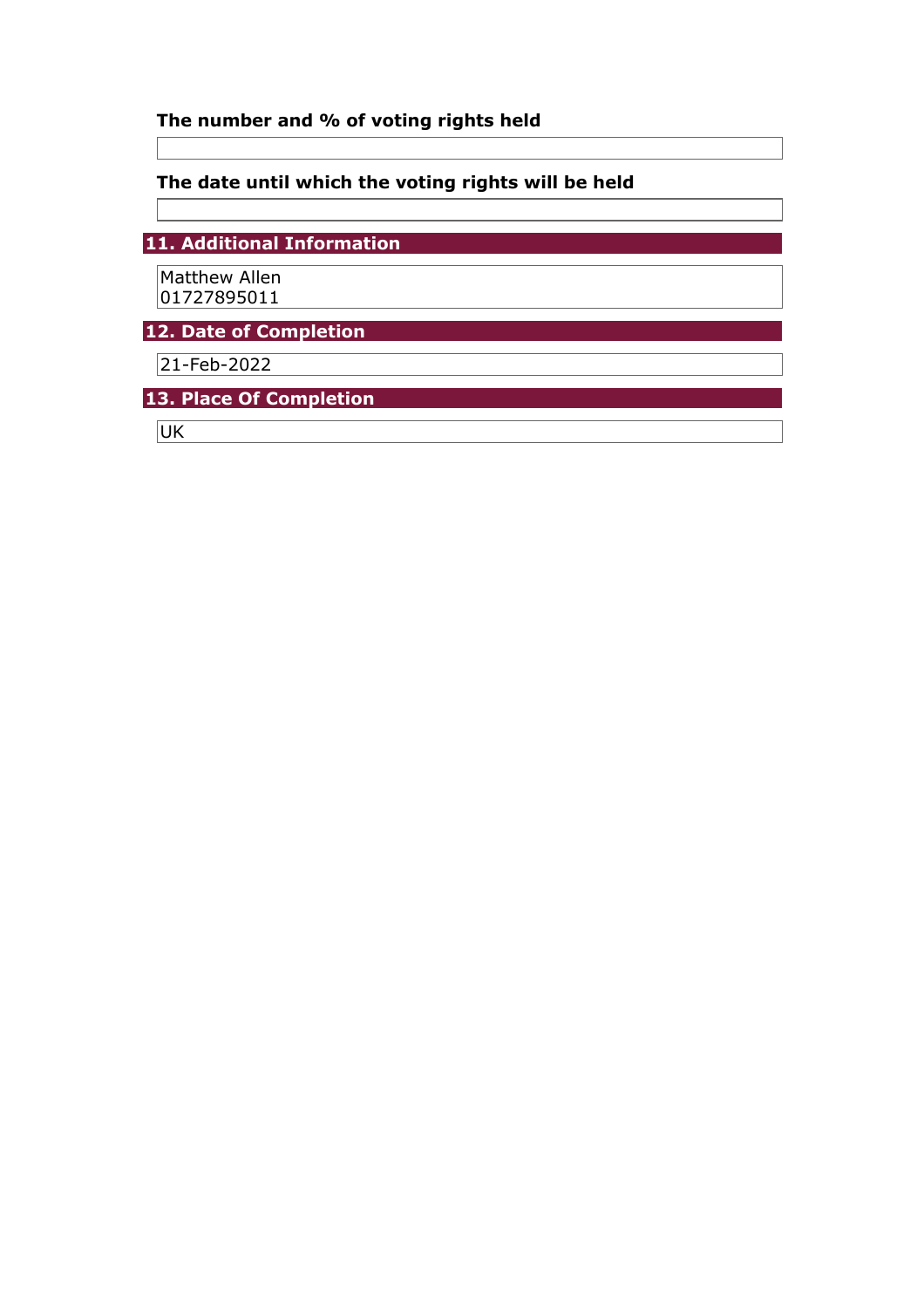**The number and % of voting rights held**

**The date until which the voting rights will be held**

## 11. Additional Information

Matthew Allen
01727895011

## 12. Date of Completion

21-Feb-2022

## 13. Place Of Completion

UK